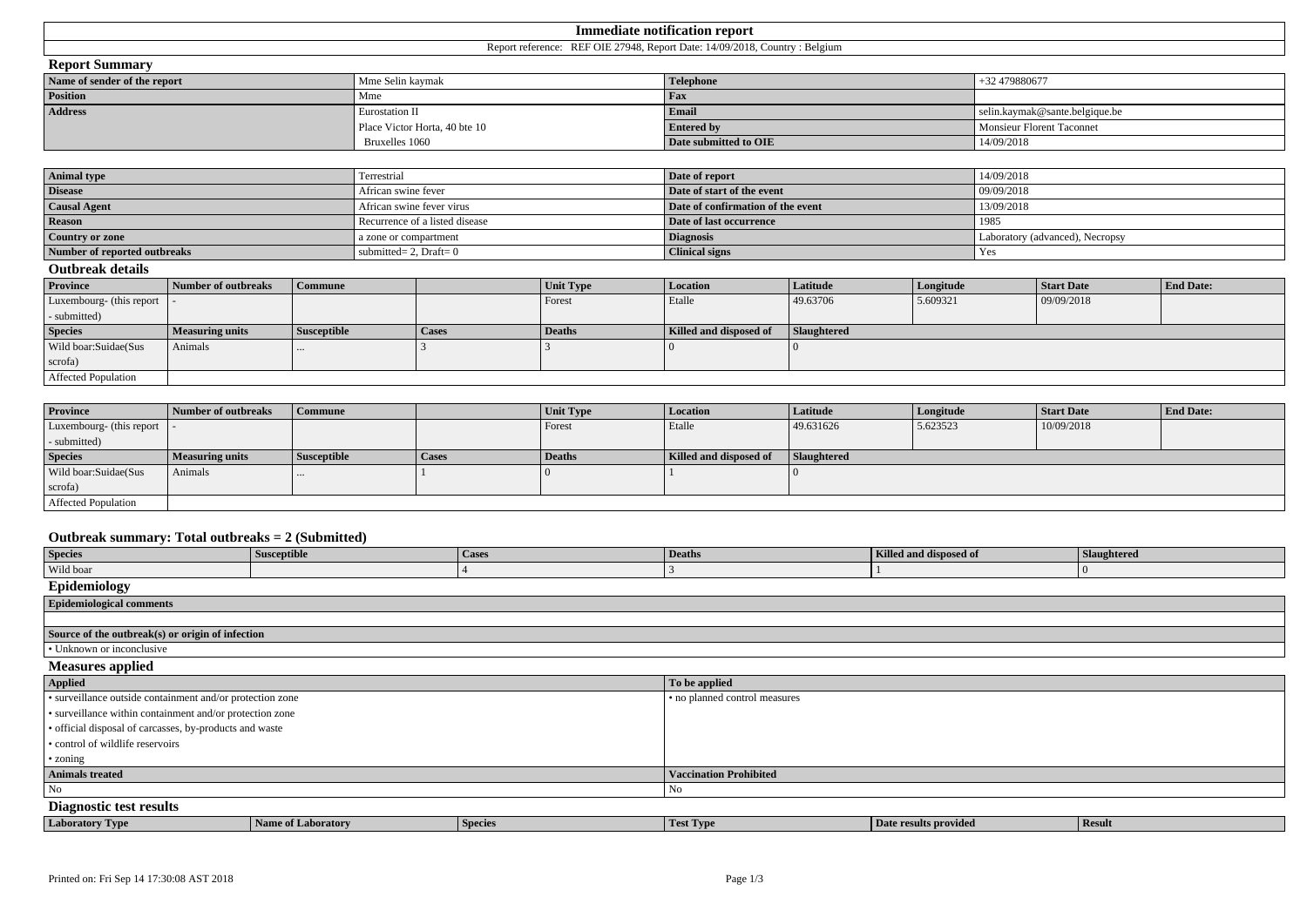# Immediate notification report

Report reference: REF OIE 27948, Report Date: 14/09/2018, Country : Belgium

## Report Summary

| | | | |
|---|---|---|---|
| **Name of sender of the report** | Mme Selin kaymak | **Telephone** | +32 479880677 |
| **Position** | Mme | **Fax** | |
| **Address** | Eurostation II | **Email** | selin.kaymak@sante.belgique.be |
| | Place Victor Horta, 40 bte 10 | **Entered by** | Monsieur Florent Taconnet |
| | Bruxelles 1060 | **Date submitted to OIE** | 14/09/2018 |

| | | | |
|---|---|---|---|
| **Animal type** | Terrestrial | **Date of report** | 14/09/2018 |
| **Disease** | African swine fever | **Date of start of the event** | 09/09/2018 |
| **Causal Agent** | African swine fever virus | **Date of confirmation of the event** | 13/09/2018 |
| **Reason** | Recurrence of a listed disease | **Date of last occurrence** | 1985 |
| **Country or zone** | a zone or compartment | **Diagnosis** | Laboratory (advanced), Necropsy |
| **Number of reported outbreaks** | submitted= 2, Draft= 0 | **Clinical signs** | Yes |

## Outbreak details

| Province | Number of outbreaks | Commune | | Unit Type | Location | Latitude | Longitude | Start Date | End Date: |
|---|---|---|---|---|---|---|---|---|---|
| Luxembourg- (this report - submitted) | - | | | Forest | Etalle | 49.63706 | 5.609321 | 09/09/2018 | |
| **Species** | **Measuring units** | **Susceptible** | **Cases** | **Deaths** | **Killed and disposed of** | **Slaughtered** | | | |
| Wild boar:Suidae(Sus scrofa) | Animals | ... | 3 | 3 | 0 | 0 | | | |
| Affected Population | | | | | | | | | |

| Province | Number of outbreaks | Commune | | Unit Type | Location | Latitude | Longitude | Start Date | End Date: |
|---|---|---|---|---|---|---|---|---|---|
| Luxembourg- (this report - submitted) | - | | | Forest | Etalle | 49.631626 | 5.623523 | 10/09/2018 | |
| **Species** | **Measuring units** | **Susceptible** | **Cases** | **Deaths** | **Killed and disposed of** | **Slaughtered** | | | |
| Wild boar:Suidae(Sus scrofa) | Animals | ... | 1 | 0 | 1 | 0 | | | |
| Affected Population | | | | | | | | | |

## Outbreak summary: Total outbreaks = 2 (Submitted)

| Species | Susceptible | Cases | Deaths | Killed and disposed of | Slaughtered |
|---|---|---|---|---|---|
| Wild boar | | 4 | 3 | 1 | 0 |

## Epidemiology

| Epidemiological comments |
|---|
| |
| **Source of the outbreak(s) or origin of infection** |
| • Unknown or inconclusive |

## Measures applied

| Applied | To be applied |
|---|---|
| • surveillance outside containment and/or protection zone | • no planned control measures |
| • surveillance within containment and/or protection zone | |
| • official disposal of carcasses, by-products and waste | |
| • control of wildlife reservoirs | |
| • zoning | |
| **Animals treated** | **Vaccination Prohibited** |
| No | No |

## Diagnostic test results

| Laboratory Type | Name of Laboratory | Species | Test Type | Date results provided | Result |
|---|---|---|---|---|---|

Printed on: Fri Sep 14 17:30:08 AST 2018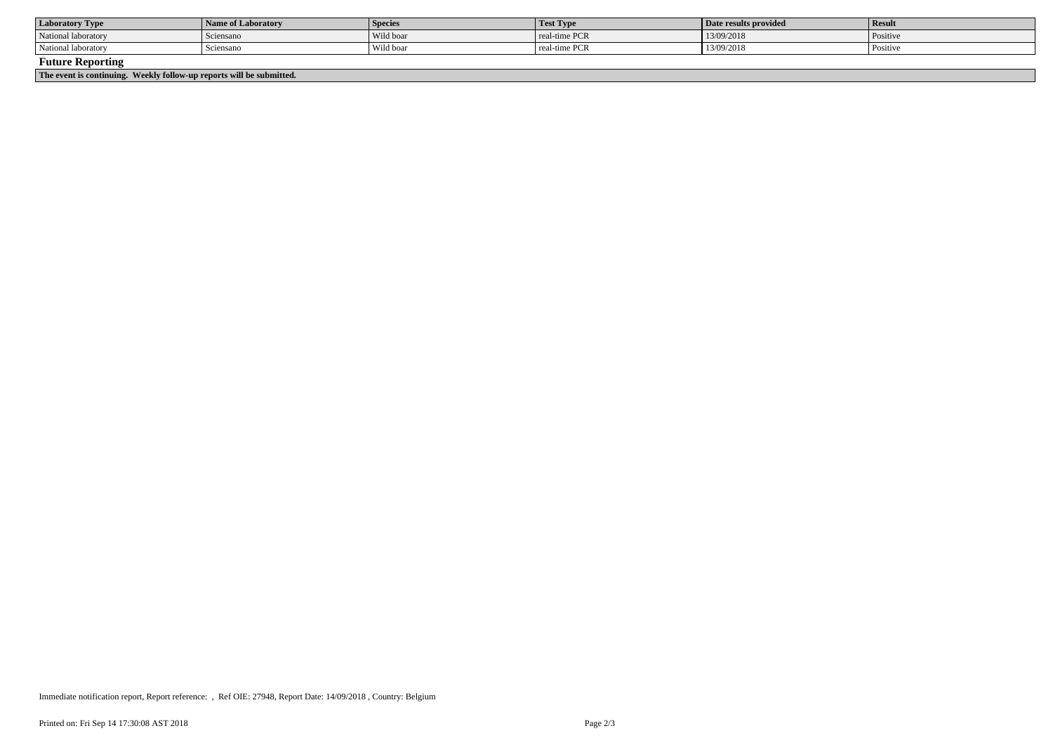| Laboratory Type | Name of Laboratory | Species | Test Type | Date results provided | Result |
|---|---|---|---|---|---|
| National laboratory | Sciensano | Wild boar | real-time PCR | 13/09/2018 | Positive |
| National laboratory | Sciensano | Wild boar | real-time PCR | 13/09/2018 | Positive |

## Future Reporting

**The event is continuing. Weekly follow-up reports will be submitted.**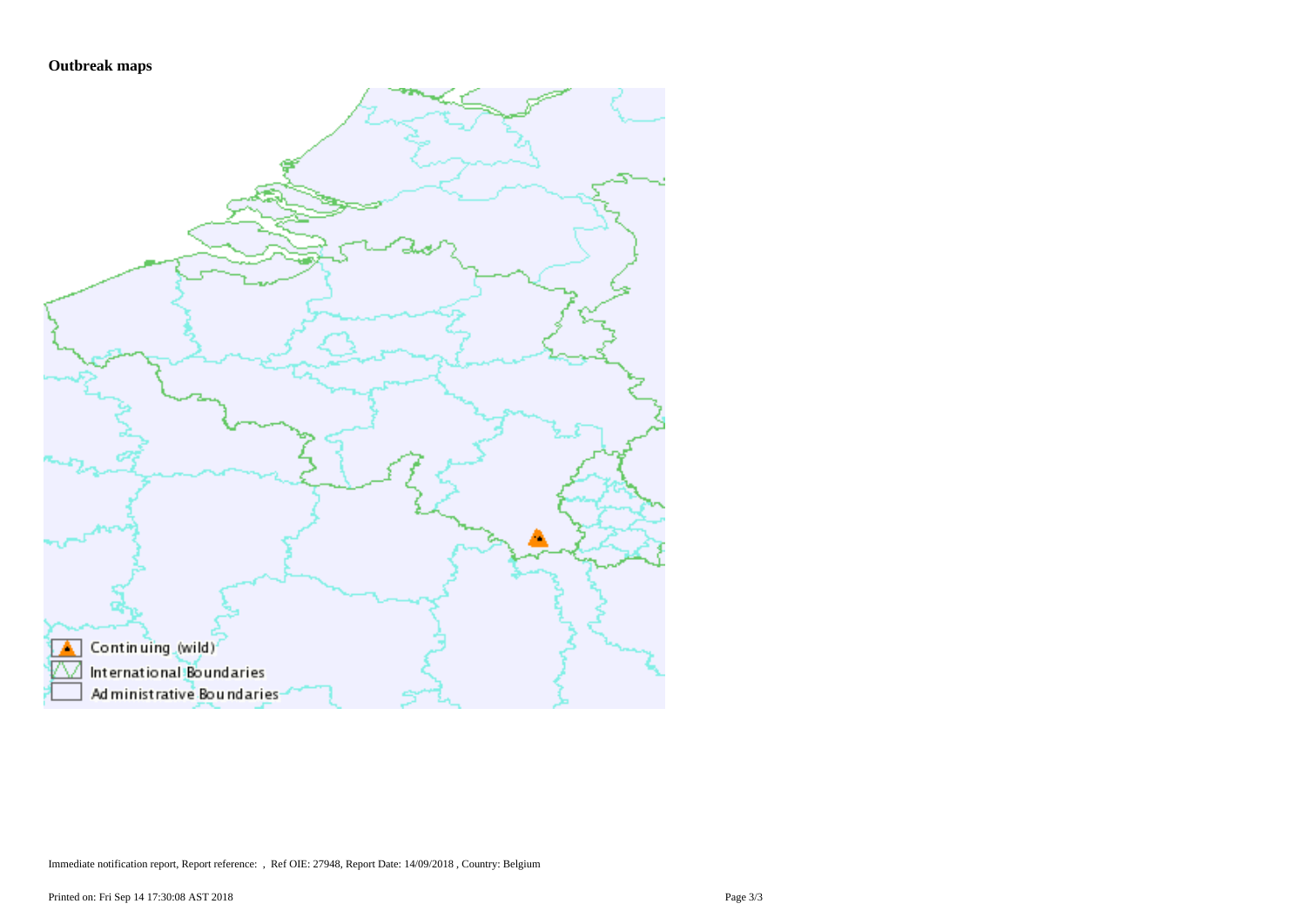**Outbreak maps**

Continuing (wild)

International Boundaries

Administrative Boundaries

Immediate notification report, Report reference: , Ref OIE: 27948, Report Date: 14/09/2018 , Country: Belgium

Printed on: Fri Sep 14 17:30:08 AST 2018